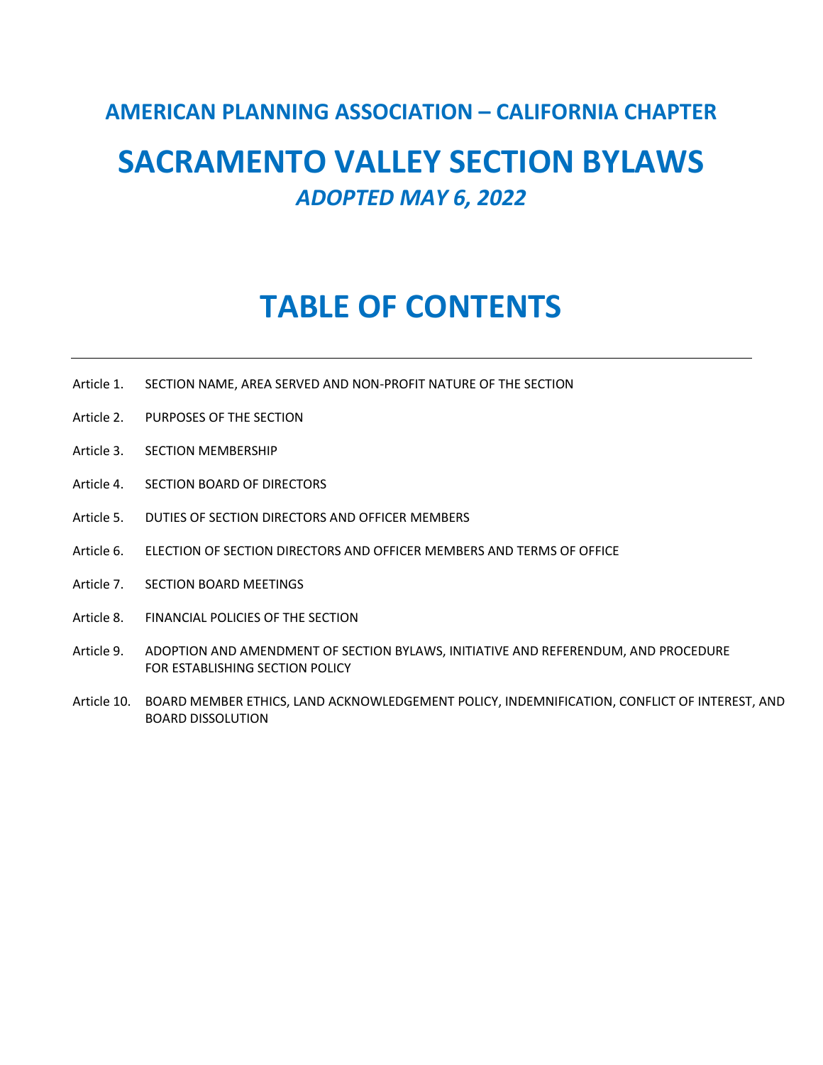## AMERICAN PLANNING ASSOCIATION – CALIFORNIA CHAPTER

# SACRAMENTO VALLEY SECTION BYLAWS

*ADOPTED MAY 6, 2022*

# TABLE OF CONTENTS

---

Article 1. SECTION NAME, AREA SERVED AND NON-PROFIT NATURE OF THE SECTION

Article 2. PURPOSES OF THE SECTION

Article 3. SECTION MEMBERSHIP

Article 4. SECTION BOARD OF DIRECTORS

Article 5. DUTIES OF SECTION DIRECTORS AND OFFICER MEMBERS

Article 6. ELECTION OF SECTION DIRECTORS AND OFFICER MEMBERS AND TERMS OF OFFICE

Article 7. SECTION BOARD MEETINGS

Article 8. FINANCIAL POLICIES OF THE SECTION

Article 9. ADOPTION AND AMENDMENT OF SECTION BYLAWS, INITIATIVE AND REFERENDUM, AND PROCEDURE FOR ESTABLISHING SECTION POLICY

Article 10. BOARD MEMBER ETHICS, LAND ACKNOWLEDGEMENT POLICY, INDEMNIFICATION, CONFLICT OF INTEREST, AND BOARD DISSOLUTION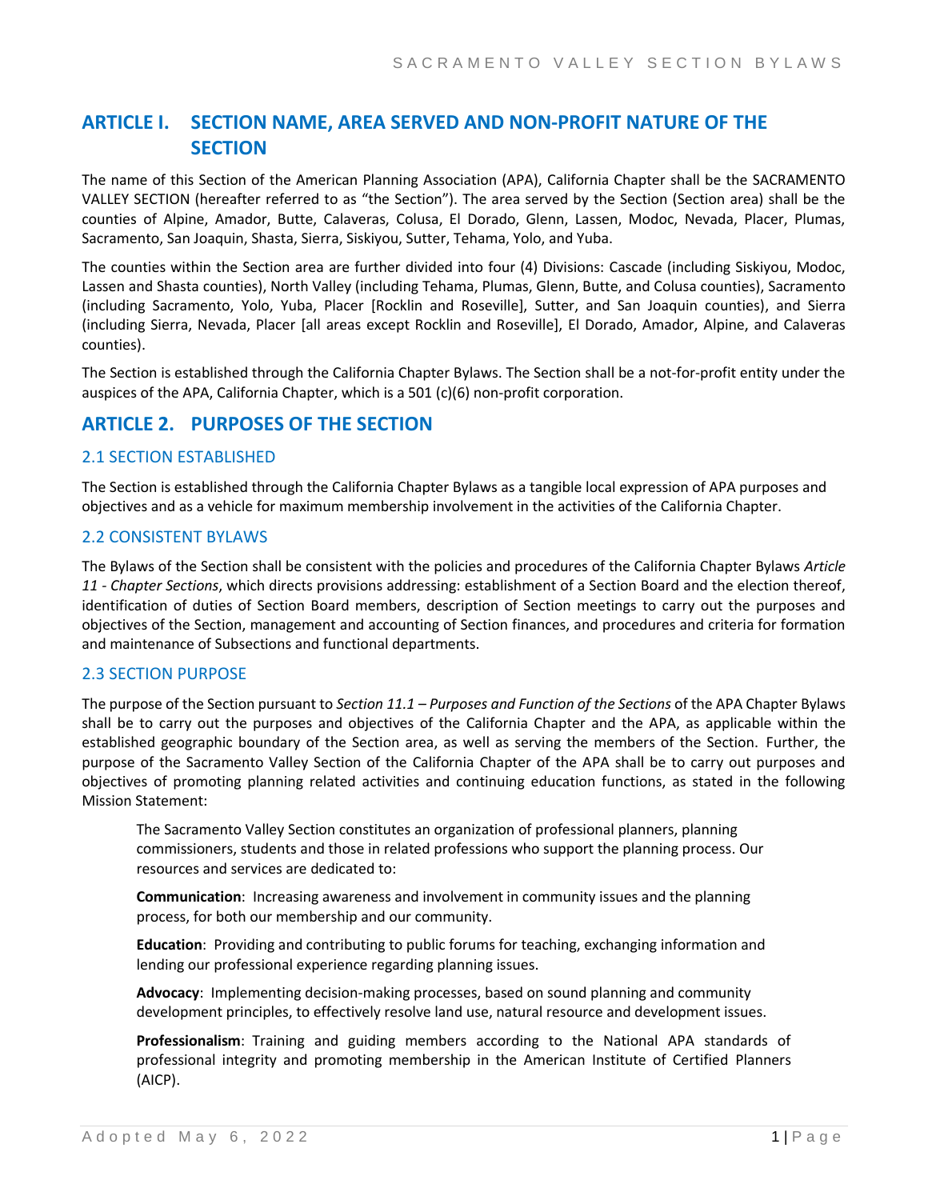## ARTICLE I. SECTION NAME, AREA SERVED AND NON-PROFIT NATURE OF THE SECTION

The name of this Section of the American Planning Association (APA), California Chapter shall be the SACRAMENTO VALLEY SECTION (hereafter referred to as "the Section"). The area served by the Section (Section area) shall be the counties of Alpine, Amador, Butte, Calaveras, Colusa, El Dorado, Glenn, Lassen, Modoc, Nevada, Placer, Plumas, Sacramento, San Joaquin, Shasta, Sierra, Siskiyou, Sutter, Tehama, Yolo, and Yuba.

The counties within the Section area are further divided into four (4) Divisions: Cascade (including Siskiyou, Modoc, Lassen and Shasta counties), North Valley (including Tehama, Plumas, Glenn, Butte, and Colusa counties), Sacramento (including Sacramento, Yolo, Yuba, Placer [Rocklin and Roseville], Sutter, and San Joaquin counties), and Sierra (including Sierra, Nevada, Placer [all areas except Rocklin and Roseville], El Dorado, Amador, Alpine, and Calaveras counties).

The Section is established through the California Chapter Bylaws. The Section shall be a not-for-profit entity under the auspices of the APA, California Chapter, which is a 501 (c)(6) non-profit corporation.

## ARTICLE 2. PURPOSES OF THE SECTION

### 2.1 SECTION ESTABLISHED

The Section is established through the California Chapter Bylaws as a tangible local expression of APA purposes and objectives and as a vehicle for maximum membership involvement in the activities of the California Chapter.

### 2.2 CONSISTENT BYLAWS

The Bylaws of the Section shall be consistent with the policies and procedures of the California Chapter Bylaws *Article 11 - Chapter Sections*, which directs provisions addressing: establishment of a Section Board and the election thereof, identification of duties of Section Board members, description of Section meetings to carry out the purposes and objectives of the Section, management and accounting of Section finances, and procedures and criteria for formation and maintenance of Subsections and functional departments.

### 2.3 SECTION PURPOSE

The purpose of the Section pursuant to *Section 11.1 – Purposes and Function of the Sections* of the APA Chapter Bylaws shall be to carry out the purposes and objectives of the California Chapter and the APA, as applicable within the established geographic boundary of the Section area, as well as serving the members of the Section. Further, the purpose of the Sacramento Valley Section of the California Chapter of the APA shall be to carry out purposes and objectives of promoting planning related activities and continuing education functions, as stated in the following Mission Statement:

> The Sacramento Valley Section constitutes an organization of professional planners, planning commissioners, students and those in related professions who support the planning process. Our resources and services are dedicated to:
>
> **Communication**: Increasing awareness and involvement in community issues and the planning process, for both our membership and our community.
>
> **Education**: Providing and contributing to public forums for teaching, exchanging information and lending our professional experience regarding planning issues.
>
> **Advocacy**: Implementing decision-making processes, based on sound planning and community development principles, to effectively resolve land use, natural resource and development issues.
>
> **Professionalism**: Training and guiding members according to the National APA standards of professional integrity and promoting membership in the American Institute of Certified Planners (AICP).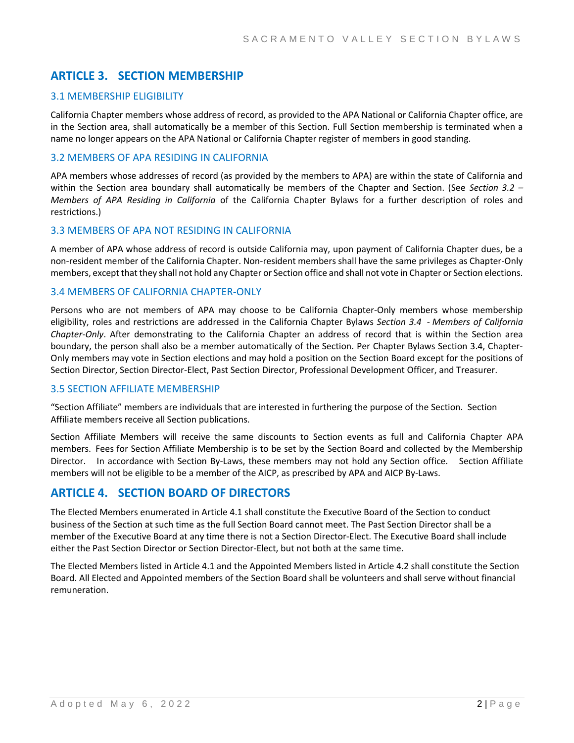## ARTICLE 3. SECTION MEMBERSHIP

### 3.1 MEMBERSHIP ELIGIBILITY

California Chapter members whose address of record, as provided to the APA National or California Chapter office, are in the Section area, shall automatically be a member of this Section. Full Section membership is terminated when a name no longer appears on the APA National or California Chapter register of members in good standing.

### 3.2 MEMBERS OF APA RESIDING IN CALIFORNIA

APA members whose addresses of record (as provided by the members to APA) are within the state of California and within the Section area boundary shall automatically be members of the Chapter and Section. (See *Section 3.2 – Members of APA Residing in California* of the California Chapter Bylaws for a further description of roles and restrictions.)

### 3.3 MEMBERS OF APA NOT RESIDING IN CALIFORNIA

A member of APA whose address of record is outside California may, upon payment of California Chapter dues, be a non-resident member of the California Chapter. Non-resident members shall have the same privileges as Chapter-Only members, except that they shall not hold any Chapter or Section office and shall not vote in Chapter or Section elections.

### 3.4 MEMBERS OF CALIFORNIA CHAPTER-ONLY

Persons who are not members of APA may choose to be California Chapter-Only members whose membership eligibility, roles and restrictions are addressed in the California Chapter Bylaws *Section 3.4 - Members of California Chapter-Only*. After demonstrating to the California Chapter an address of record that is within the Section area boundary, the person shall also be a member automatically of the Section. Per Chapter Bylaws Section 3.4, Chapter-Only members may vote in Section elections and may hold a position on the Section Board except for the positions of Section Director, Section Director-Elect, Past Section Director, Professional Development Officer, and Treasurer.

### 3.5 SECTION AFFILIATE MEMBERSHIP

"Section Affiliate" members are individuals that are interested in furthering the purpose of the Section. Section Affiliate members receive all Section publications.

Section Affiliate Members will receive the same discounts to Section events as full and California Chapter APA members. Fees for Section Affiliate Membership is to be set by the Section Board and collected by the Membership Director. In accordance with Section By-Laws, these members may not hold any Section office. Section Affiliate members will not be eligible to be a member of the AICP, as prescribed by APA and AICP By-Laws.

## ARTICLE 4. SECTION BOARD OF DIRECTORS

The Elected Members enumerated in Article 4.1 shall constitute the Executive Board of the Section to conduct business of the Section at such time as the full Section Board cannot meet. The Past Section Director shall be a member of the Executive Board at any time there is not a Section Director-Elect. The Executive Board shall include either the Past Section Director or Section Director-Elect, but not both at the same time.

The Elected Members listed in Article 4.1 and the Appointed Members listed in Article 4.2 shall constitute the Section Board. All Elected and Appointed members of the Section Board shall be volunteers and shall serve without financial remuneration.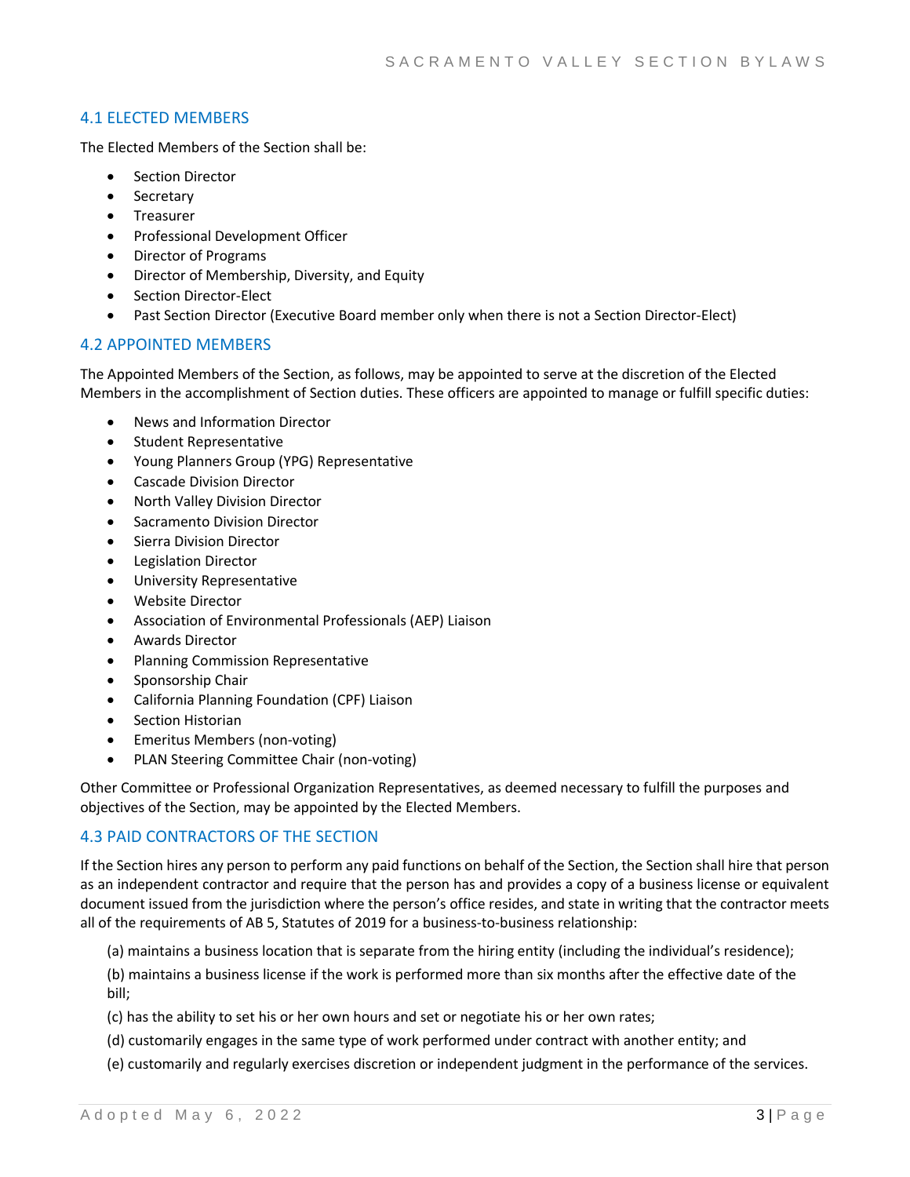## 4.1 ELECTED MEMBERS

The Elected Members of the Section shall be:

- Section Director
- Secretary
- Treasurer
- Professional Development Officer
- Director of Programs
- Director of Membership, Diversity, and Equity
- Section Director-Elect
- Past Section Director (Executive Board member only when there is not a Section Director-Elect)

## 4.2 APPOINTED MEMBERS

The Appointed Members of the Section, as follows, may be appointed to serve at the discretion of the Elected Members in the accomplishment of Section duties. These officers are appointed to manage or fulfill specific duties:

- News and Information Director
- Student Representative
- Young Planners Group (YPG) Representative
- Cascade Division Director
- North Valley Division Director
- Sacramento Division Director
- Sierra Division Director
- Legislation Director
- University Representative
- Website Director
- Association of Environmental Professionals (AEP) Liaison
- Awards Director
- Planning Commission Representative
- Sponsorship Chair
- California Planning Foundation (CPF) Liaison
- Section Historian
- Emeritus Members (non-voting)
- PLAN Steering Committee Chair (non-voting)

Other Committee or Professional Organization Representatives, as deemed necessary to fulfill the purposes and objectives of the Section, may be appointed by the Elected Members.

## 4.3 PAID CONTRACTORS OF THE SECTION

If the Section hires any person to perform any paid functions on behalf of the Section, the Section shall hire that person as an independent contractor and require that the person has and provides a copy of a business license or equivalent document issued from the jurisdiction where the person's office resides, and state in writing that the contractor meets all of the requirements of AB 5, Statutes of 2019 for a business-to-business relationship:

(a) maintains a business location that is separate from the hiring entity (including the individual's residence);

(b) maintains a business license if the work is performed more than six months after the effective date of the bill;

(c) has the ability to set his or her own hours and set or negotiate his or her own rates;

(d) customarily engages in the same type of work performed under contract with another entity; and

(e) customarily and regularly exercises discretion or independent judgment in the performance of the services.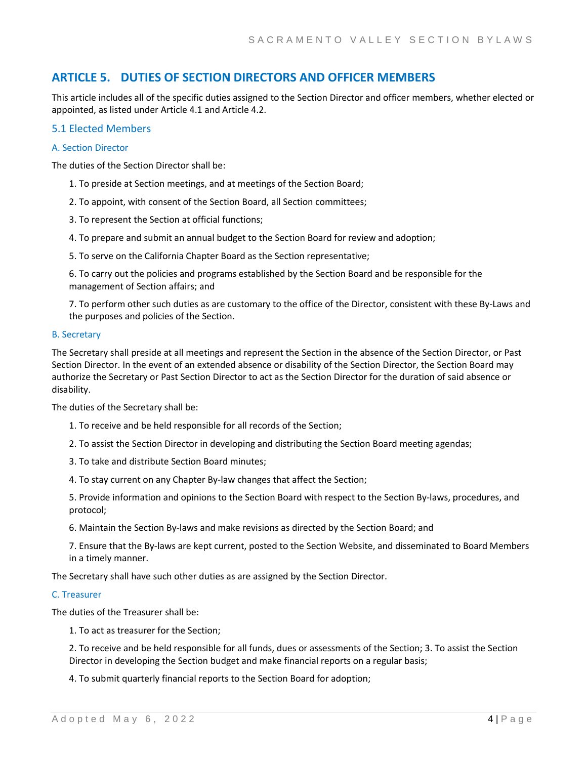## ARTICLE 5. DUTIES OF SECTION DIRECTORS AND OFFICER MEMBERS

This article includes all of the specific duties assigned to the Section Director and officer members, whether elected or appointed, as listed under Article 4.1 and Article 4.2.

### 5.1 Elected Members

#### A. Section Director

The duties of the Section Director shall be:

1. To preside at Section meetings, and at meetings of the Section Board;
2. To appoint, with consent of the Section Board, all Section committees;
3. To represent the Section at official functions;
4. To prepare and submit an annual budget to the Section Board for review and adoption;
5. To serve on the California Chapter Board as the Section representative;
6. To carry out the policies and programs established by the Section Board and be responsible for the management of Section affairs; and
7. To perform other such duties as are customary to the office of the Director, consistent with these By-Laws and the purposes and policies of the Section.

#### B. Secretary

The Secretary shall preside at all meetings and represent the Section in the absence of the Section Director, or Past Section Director. In the event of an extended absence or disability of the Section Director, the Section Board may authorize the Secretary or Past Section Director to act as the Section Director for the duration of said absence or disability.

The duties of the Secretary shall be:

1. To receive and be held responsible for all records of the Section;
2. To assist the Section Director in developing and distributing the Section Board meeting agendas;
3. To take and distribute Section Board minutes;
4. To stay current on any Chapter By-law changes that affect the Section;
5. Provide information and opinions to the Section Board with respect to the Section By-laws, procedures, and protocol;
6. Maintain the Section By-laws and make revisions as directed by the Section Board; and
7. Ensure that the By-laws are kept current, posted to the Section Website, and disseminated to Board Members in a timely manner.

The Secretary shall have such other duties as are assigned by the Section Director.

#### C. Treasurer

The duties of the Treasurer shall be:

1. To act as treasurer for the Section;
2. To receive and be held responsible for all funds, dues or assessments of the Section; 3. To assist the Section Director in developing the Section budget and make financial reports on a regular basis;
4. To submit quarterly financial reports to the Section Board for adoption;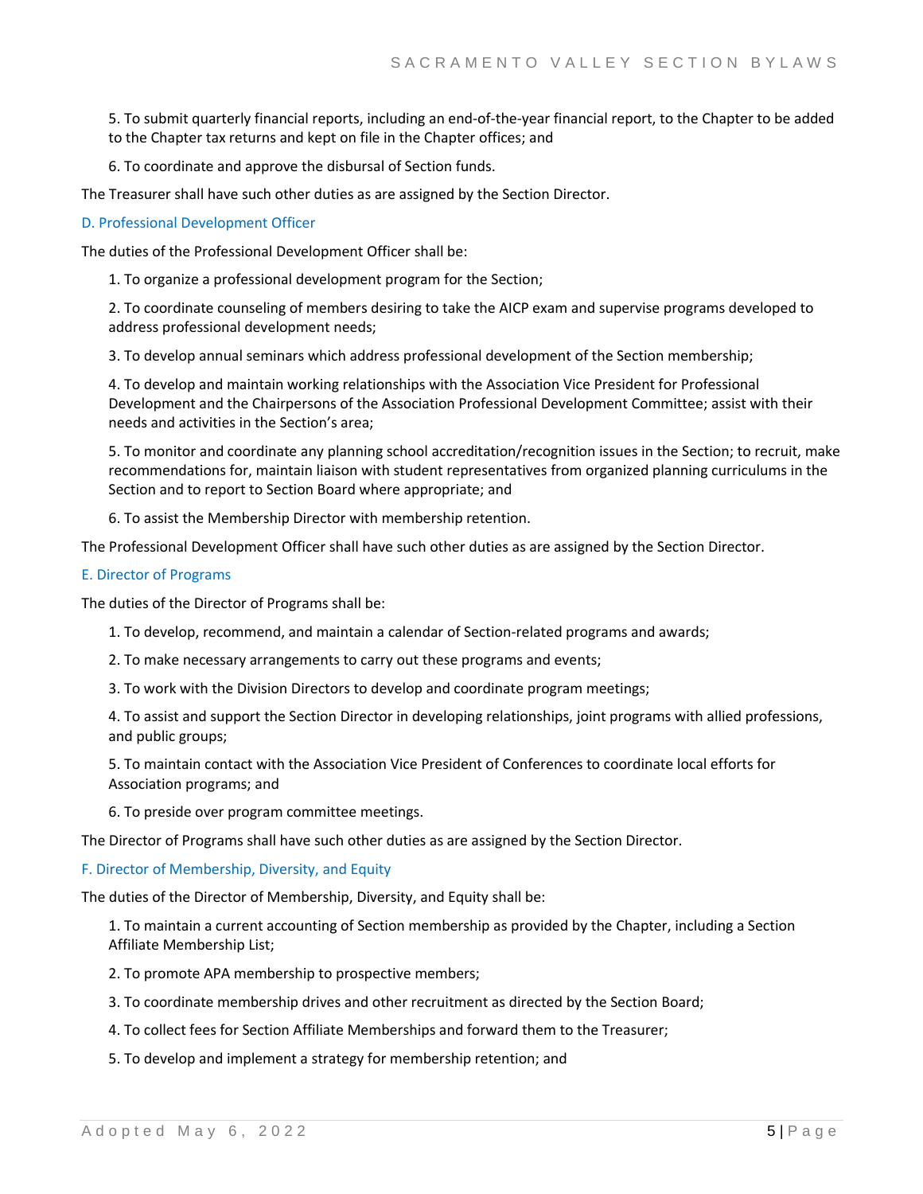5. To submit quarterly financial reports, including an end-of-the-year financial report, to the Chapter to be added to the Chapter tax returns and kept on file in the Chapter offices; and

6. To coordinate and approve the disbursal of Section funds.

The Treasurer shall have such other duties as are assigned by the Section Director.

### D. Professional Development Officer

The duties of the Professional Development Officer shall be:

1. To organize a professional development program for the Section;

2. To coordinate counseling of members desiring to take the AICP exam and supervise programs developed to address professional development needs;

3. To develop annual seminars which address professional development of the Section membership;

4. To develop and maintain working relationships with the Association Vice President for Professional Development and the Chairpersons of the Association Professional Development Committee; assist with their needs and activities in the Section's area;

5. To monitor and coordinate any planning school accreditation/recognition issues in the Section; to recruit, make recommendations for, maintain liaison with student representatives from organized planning curriculums in the Section and to report to Section Board where appropriate; and

6. To assist the Membership Director with membership retention.

The Professional Development Officer shall have such other duties as are assigned by the Section Director.

### E. Director of Programs

The duties of the Director of Programs shall be:

1. To develop, recommend, and maintain a calendar of Section-related programs and awards;

2. To make necessary arrangements to carry out these programs and events;

3. To work with the Division Directors to develop and coordinate program meetings;

4. To assist and support the Section Director in developing relationships, joint programs with allied professions, and public groups;

5. To maintain contact with the Association Vice President of Conferences to coordinate local efforts for Association programs; and

6. To preside over program committee meetings.

The Director of Programs shall have such other duties as are assigned by the Section Director.

### F. Director of Membership, Diversity, and Equity

The duties of the Director of Membership, Diversity, and Equity shall be:

1. To maintain a current accounting of Section membership as provided by the Chapter, including a Section Affiliate Membership List;

2. To promote APA membership to prospective members;

3. To coordinate membership drives and other recruitment as directed by the Section Board;

4. To collect fees for Section Affiliate Memberships and forward them to the Treasurer;

5. To develop and implement a strategy for membership retention; and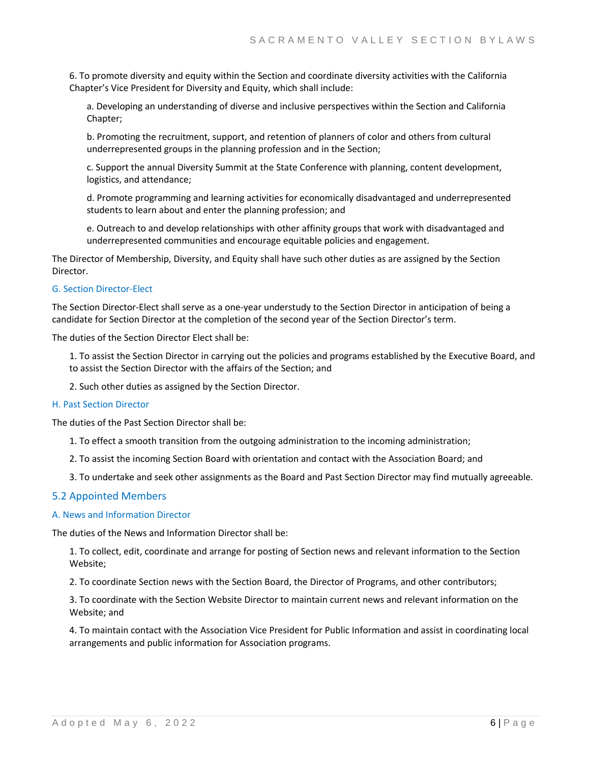6. To promote diversity and equity within the Section and coordinate diversity activities with the California Chapter's Vice President for Diversity and Equity, which shall include:

a. Developing an understanding of diverse and inclusive perspectives within the Section and California Chapter;

b. Promoting the recruitment, support, and retention of planners of color and others from cultural underrepresented groups in the planning profession and in the Section;

c. Support the annual Diversity Summit at the State Conference with planning, content development, logistics, and attendance;

d. Promote programming and learning activities for economically disadvantaged and underrepresented students to learn about and enter the planning profession; and

e. Outreach to and develop relationships with other affinity groups that work with disadvantaged and underrepresented communities and encourage equitable policies and engagement.

The Director of Membership, Diversity, and Equity shall have such other duties as are assigned by the Section Director.

### G. Section Director-Elect

The Section Director-Elect shall serve as a one-year understudy to the Section Director in anticipation of being a candidate for Section Director at the completion of the second year of the Section Director's term.

The duties of the Section Director Elect shall be:

1. To assist the Section Director in carrying out the policies and programs established by the Executive Board, and to assist the Section Director with the affairs of the Section; and

2. Such other duties as assigned by the Section Director.

### H. Past Section Director

The duties of the Past Section Director shall be:

1. To effect a smooth transition from the outgoing administration to the incoming administration;

2. To assist the incoming Section Board with orientation and contact with the Association Board; and

3. To undertake and seek other assignments as the Board and Past Section Director may find mutually agreeable.

## 5.2 Appointed Members

### A. News and Information Director

The duties of the News and Information Director shall be:

1. To collect, edit, coordinate and arrange for posting of Section news and relevant information to the Section Website;

2. To coordinate Section news with the Section Board, the Director of Programs, and other contributors;

3. To coordinate with the Section Website Director to maintain current news and relevant information on the Website; and

4. To maintain contact with the Association Vice President for Public Information and assist in coordinating local arrangements and public information for Association programs.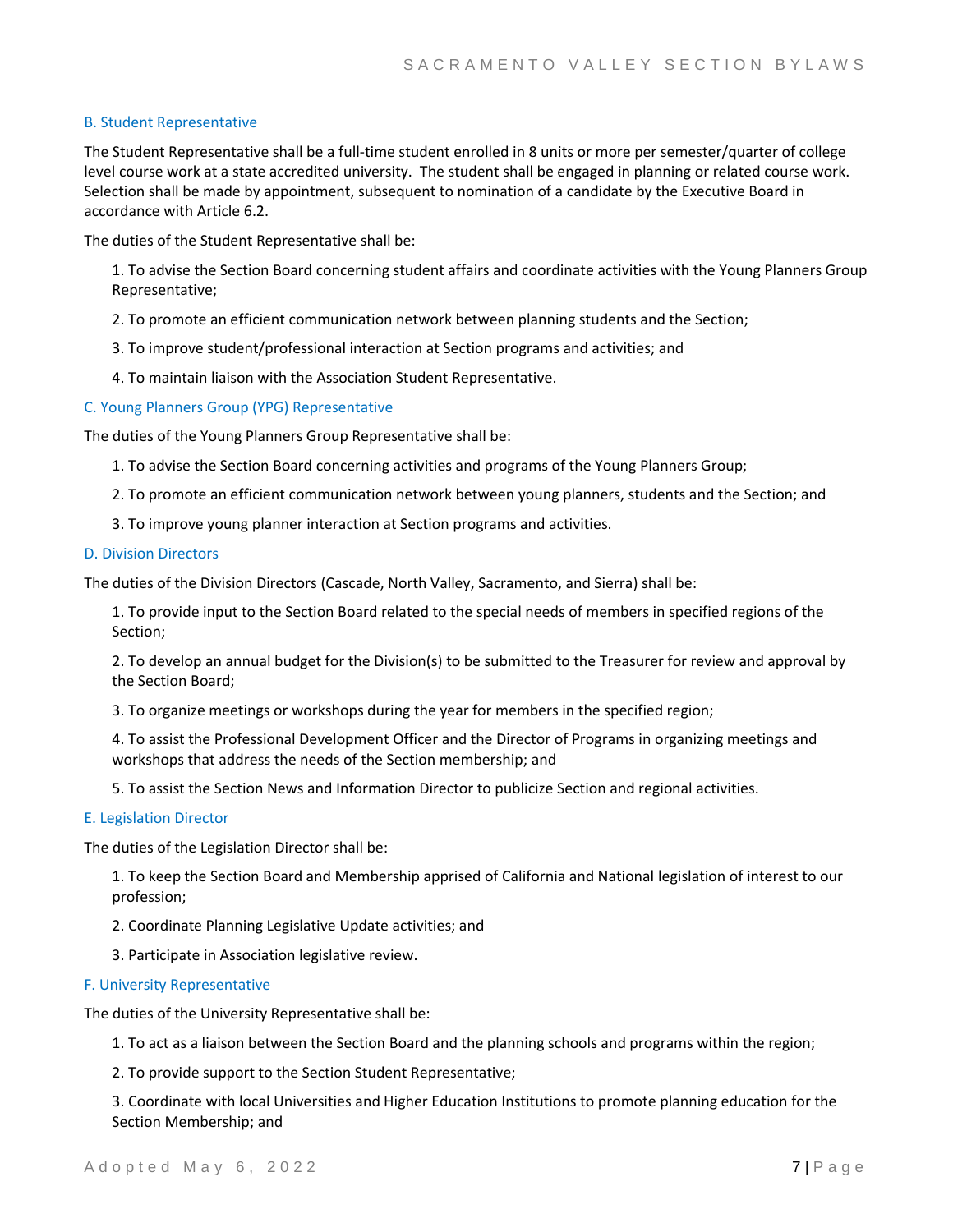### B. Student Representative

The Student Representative shall be a full-time student enrolled in 8 units or more per semester/quarter of college level course work at a state accredited university. The student shall be engaged in planning or related course work. Selection shall be made by appointment, subsequent to nomination of a candidate by the Executive Board in accordance with Article 6.2.

The duties of the Student Representative shall be:

1. To advise the Section Board concerning student affairs and coordinate activities with the Young Planners Group Representative;
2. To promote an efficient communication network between planning students and the Section;
3. To improve student/professional interaction at Section programs and activities; and
4. To maintain liaison with the Association Student Representative.

### C. Young Planners Group (YPG) Representative

The duties of the Young Planners Group Representative shall be:

1. To advise the Section Board concerning activities and programs of the Young Planners Group;
2. To promote an efficient communication network between young planners, students and the Section; and
3. To improve young planner interaction at Section programs and activities.

### D. Division Directors

The duties of the Division Directors (Cascade, North Valley, Sacramento, and Sierra) shall be:

1. To provide input to the Section Board related to the special needs of members in specified regions of the Section;
2. To develop an annual budget for the Division(s) to be submitted to the Treasurer for review and approval by the Section Board;
3. To organize meetings or workshops during the year for members in the specified region;
4. To assist the Professional Development Officer and the Director of Programs in organizing meetings and workshops that address the needs of the Section membership; and
5. To assist the Section News and Information Director to publicize Section and regional activities.

### E. Legislation Director

The duties of the Legislation Director shall be:

1. To keep the Section Board and Membership apprised of California and National legislation of interest to our profession;
2. Coordinate Planning Legislative Update activities; and
3. Participate in Association legislative review.

### F. University Representative

The duties of the University Representative shall be:

1. To act as a liaison between the Section Board and the planning schools and programs within the region;
2. To provide support to the Section Student Representative;
3. Coordinate with local Universities and Higher Education Institutions to promote planning education for the Section Membership; and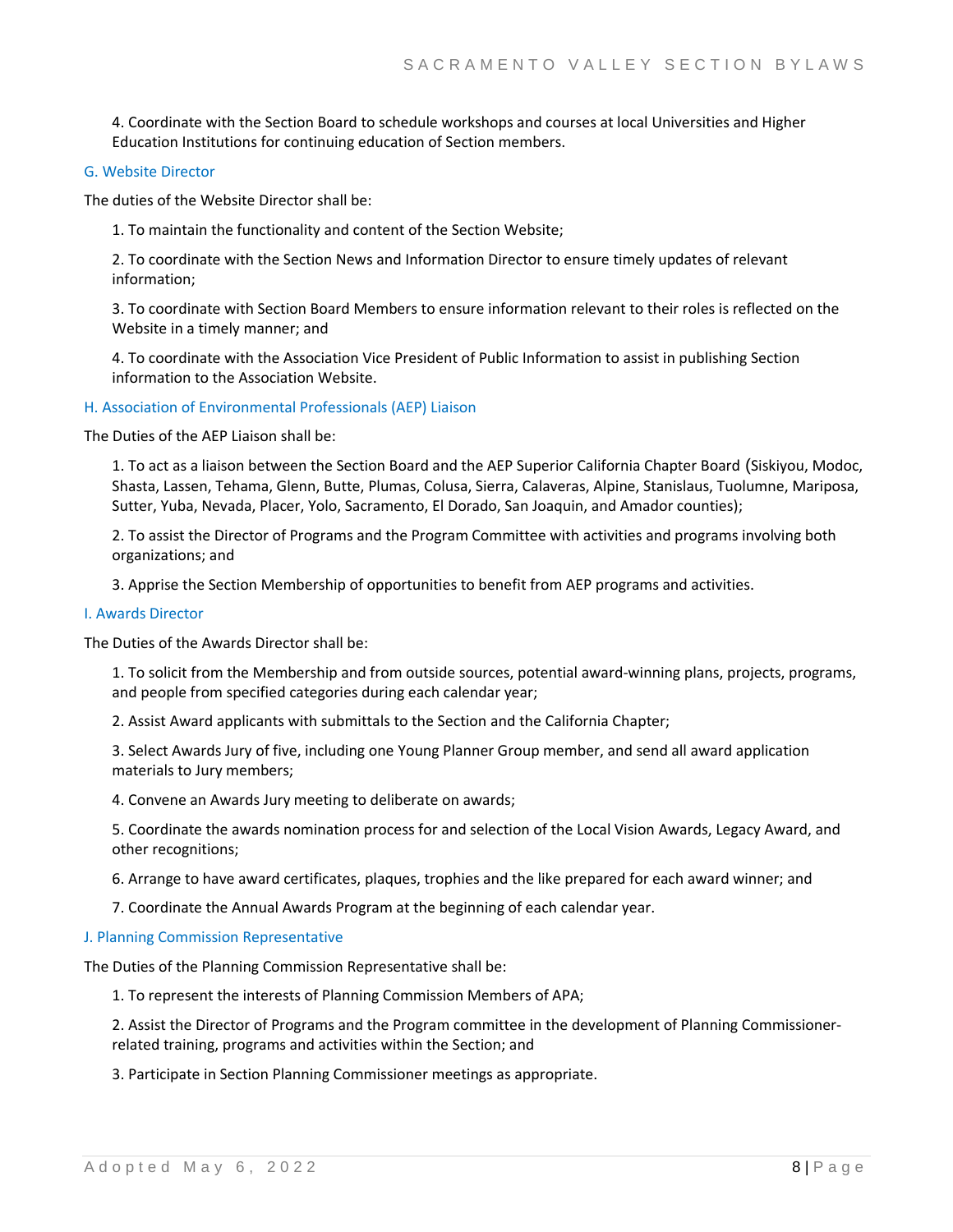4. Coordinate with the Section Board to schedule workshops and courses at local Universities and Higher Education Institutions for continuing education of Section members.

### G. Website Director

The duties of the Website Director shall be:

1. To maintain the functionality and content of the Section Website;

2. To coordinate with the Section News and Information Director to ensure timely updates of relevant information;

3. To coordinate with Section Board Members to ensure information relevant to their roles is reflected on the Website in a timely manner; and

4. To coordinate with the Association Vice President of Public Information to assist in publishing Section information to the Association Website.

### H. Association of Environmental Professionals (AEP) Liaison

The Duties of the AEP Liaison shall be:

1. To act as a liaison between the Section Board and the AEP Superior California Chapter Board (Siskiyou, Modoc, Shasta, Lassen, Tehama, Glenn, Butte, Plumas, Colusa, Sierra, Calaveras, Alpine, Stanislaus, Tuolumne, Mariposa, Sutter, Yuba, Nevada, Placer, Yolo, Sacramento, El Dorado, San Joaquin, and Amador counties);

2. To assist the Director of Programs and the Program Committee with activities and programs involving both organizations; and

3. Apprise the Section Membership of opportunities to benefit from AEP programs and activities.

### I. Awards Director

The Duties of the Awards Director shall be:

1. To solicit from the Membership and from outside sources, potential award-winning plans, projects, programs, and people from specified categories during each calendar year;

2. Assist Award applicants with submittals to the Section and the California Chapter;

3. Select Awards Jury of five, including one Young Planner Group member, and send all award application materials to Jury members;

4. Convene an Awards Jury meeting to deliberate on awards;

5. Coordinate the awards nomination process for and selection of the Local Vision Awards, Legacy Award, and other recognitions;

6. Arrange to have award certificates, plaques, trophies and the like prepared for each award winner; and

7. Coordinate the Annual Awards Program at the beginning of each calendar year.

### J. Planning Commission Representative

The Duties of the Planning Commission Representative shall be:

1. To represent the interests of Planning Commission Members of APA;

2. Assist the Director of Programs and the Program committee in the development of Planning Commissioner-related training, programs and activities within the Section; and

3. Participate in Section Planning Commissioner meetings as appropriate.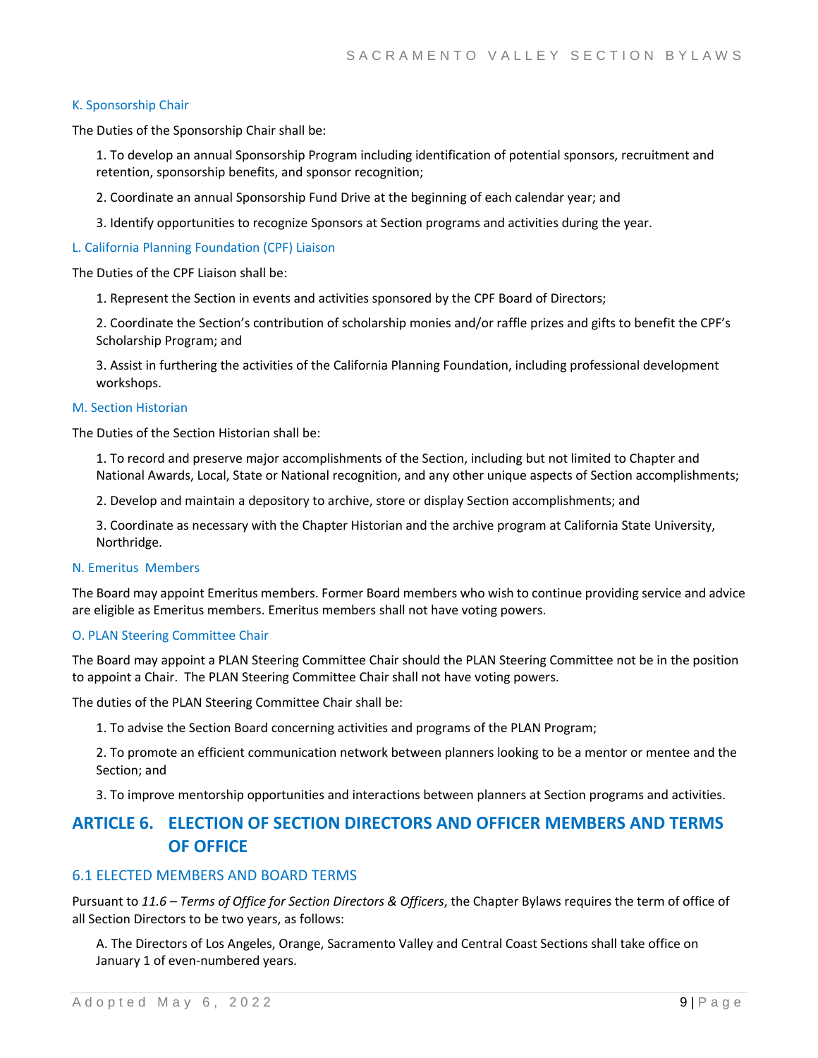### K. Sponsorship Chair

The Duties of the Sponsorship Chair shall be:

1. To develop an annual Sponsorship Program including identification of potential sponsors, recruitment and retention, sponsorship benefits, and sponsor recognition;

2. Coordinate an annual Sponsorship Fund Drive at the beginning of each calendar year; and

3. Identify opportunities to recognize Sponsors at Section programs and activities during the year.

### L. California Planning Foundation (CPF) Liaison

The Duties of the CPF Liaison shall be:

1. Represent the Section in events and activities sponsored by the CPF Board of Directors;

2. Coordinate the Section's contribution of scholarship monies and/or raffle prizes and gifts to benefit the CPF's Scholarship Program; and

3. Assist in furthering the activities of the California Planning Foundation, including professional development workshops.

### M. Section Historian

The Duties of the Section Historian shall be:

1. To record and preserve major accomplishments of the Section, including but not limited to Chapter and National Awards, Local, State or National recognition, and any other unique aspects of Section accomplishments;

2. Develop and maintain a depository to archive, store or display Section accomplishments; and

3. Coordinate as necessary with the Chapter Historian and the archive program at California State University, Northridge.

### N. Emeritus Members

The Board may appoint Emeritus members. Former Board members who wish to continue providing service and advice are eligible as Emeritus members. Emeritus members shall not have voting powers.

### O. PLAN Steering Committee Chair

The Board may appoint a PLAN Steering Committee Chair should the PLAN Steering Committee not be in the position to appoint a Chair. The PLAN Steering Committee Chair shall not have voting powers.

The duties of the PLAN Steering Committee Chair shall be:

1. To advise the Section Board concerning activities and programs of the PLAN Program;

2. To promote an efficient communication network between planners looking to be a mentor or mentee and the Section; and

3. To improve mentorship opportunities and interactions between planners at Section programs and activities.

## ARTICLE 6. ELECTION OF SECTION DIRECTORS AND OFFICER MEMBERS AND TERMS OF OFFICE

### 6.1 ELECTED MEMBERS AND BOARD TERMS

Pursuant to *11.6 – Terms of Office for Section Directors & Officers*, the Chapter Bylaws requires the term of office of all Section Directors to be two years, as follows:

A. The Directors of Los Angeles, Orange, Sacramento Valley and Central Coast Sections shall take office on January 1 of even-numbered years.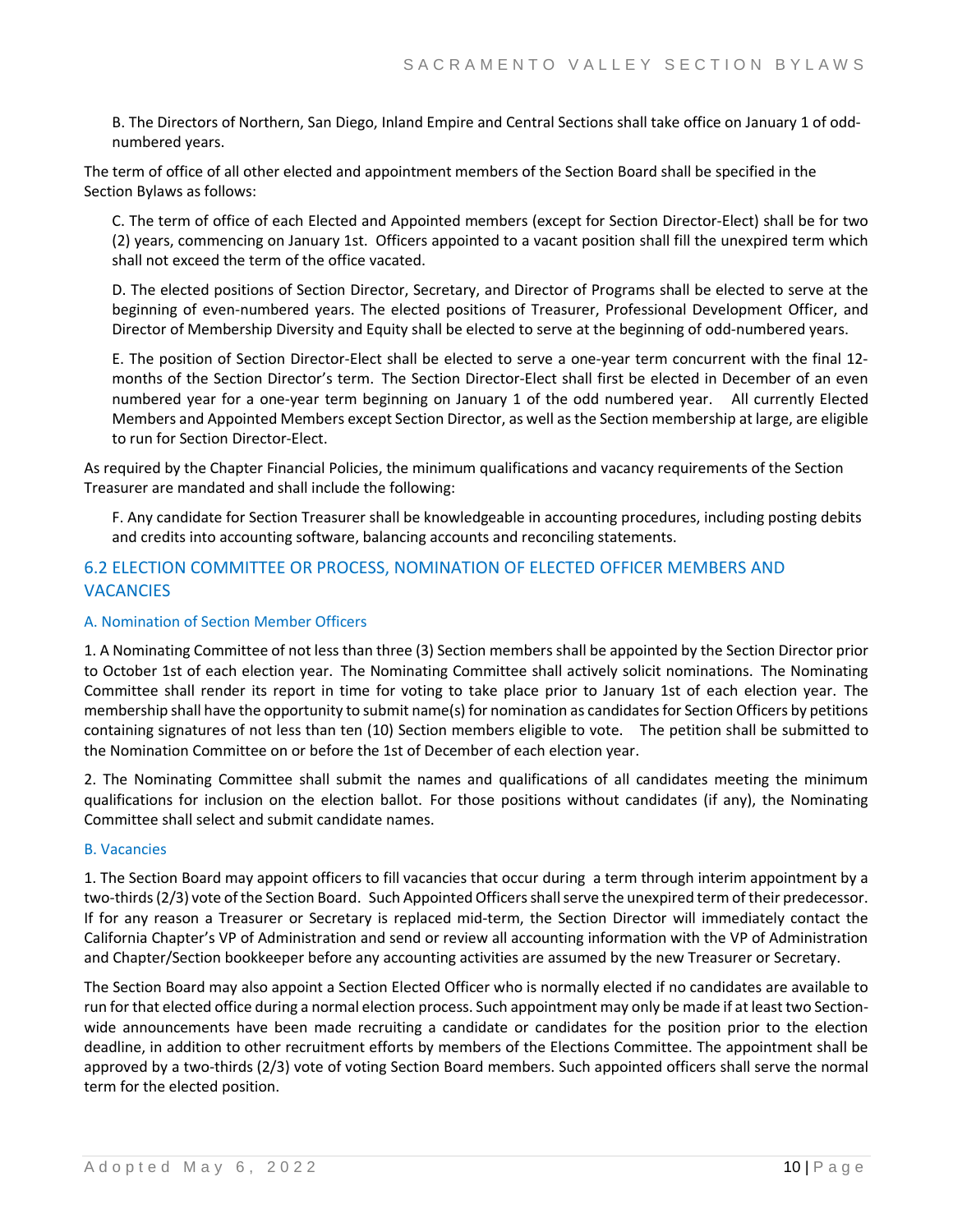B. The Directors of Northern, San Diego, Inland Empire and Central Sections shall take office on January 1 of odd-numbered years.

The term of office of all other elected and appointment members of the Section Board shall be specified in the Section Bylaws as follows:

C. The term of office of each Elected and Appointed members (except for Section Director-Elect) shall be for two (2) years, commencing on January 1st. Officers appointed to a vacant position shall fill the unexpired term which shall not exceed the term of the office vacated.

D. The elected positions of Section Director, Secretary, and Director of Programs shall be elected to serve at the beginning of even-numbered years. The elected positions of Treasurer, Professional Development Officer, and Director of Membership Diversity and Equity shall be elected to serve at the beginning of odd-numbered years.

E. The position of Section Director-Elect shall be elected to serve a one-year term concurrent with the final 12-months of the Section Director's term. The Section Director-Elect shall first be elected in December of an even numbered year for a one-year term beginning on January 1 of the odd numbered year. All currently Elected Members and Appointed Members except Section Director, as well as the Section membership at large, are eligible to run for Section Director-Elect.

As required by the Chapter Financial Policies, the minimum qualifications and vacancy requirements of the Section Treasurer are mandated and shall include the following:

F. Any candidate for Section Treasurer shall be knowledgeable in accounting procedures, including posting debits and credits into accounting software, balancing accounts and reconciling statements.

## 6.2 ELECTION COMMITTEE OR PROCESS, NOMINATION OF ELECTED OFFICER MEMBERS AND VACANCIES

### A. Nomination of Section Member Officers

1. A Nominating Committee of not less than three (3) Section members shall be appointed by the Section Director prior to October 1st of each election year. The Nominating Committee shall actively solicit nominations. The Nominating Committee shall render its report in time for voting to take place prior to January 1st of each election year. The membership shall have the opportunity to submit name(s) for nomination as candidates for Section Officers by petitions containing signatures of not less than ten (10) Section members eligible to vote. The petition shall be submitted to the Nomination Committee on or before the 1st of December of each election year.

2. The Nominating Committee shall submit the names and qualifications of all candidates meeting the minimum qualifications for inclusion on the election ballot. For those positions without candidates (if any), the Nominating Committee shall select and submit candidate names.

### B. Vacancies

1. The Section Board may appoint officers to fill vacancies that occur during a term through interim appointment by a two-thirds (2/3) vote of the Section Board. Such Appointed Officers shall serve the unexpired term of their predecessor. If for any reason a Treasurer or Secretary is replaced mid-term, the Section Director will immediately contact the California Chapter's VP of Administration and send or review all accounting information with the VP of Administration and Chapter/Section bookkeeper before any accounting activities are assumed by the new Treasurer or Secretary.

The Section Board may also appoint a Section Elected Officer who is normally elected if no candidates are available to run for that elected office during a normal election process. Such appointment may only be made if at least two Section-wide announcements have been made recruiting a candidate or candidates for the position prior to the election deadline, in addition to other recruitment efforts by members of the Elections Committee. The appointment shall be approved by a two-thirds (2/3) vote of voting Section Board members. Such appointed officers shall serve the normal term for the elected position.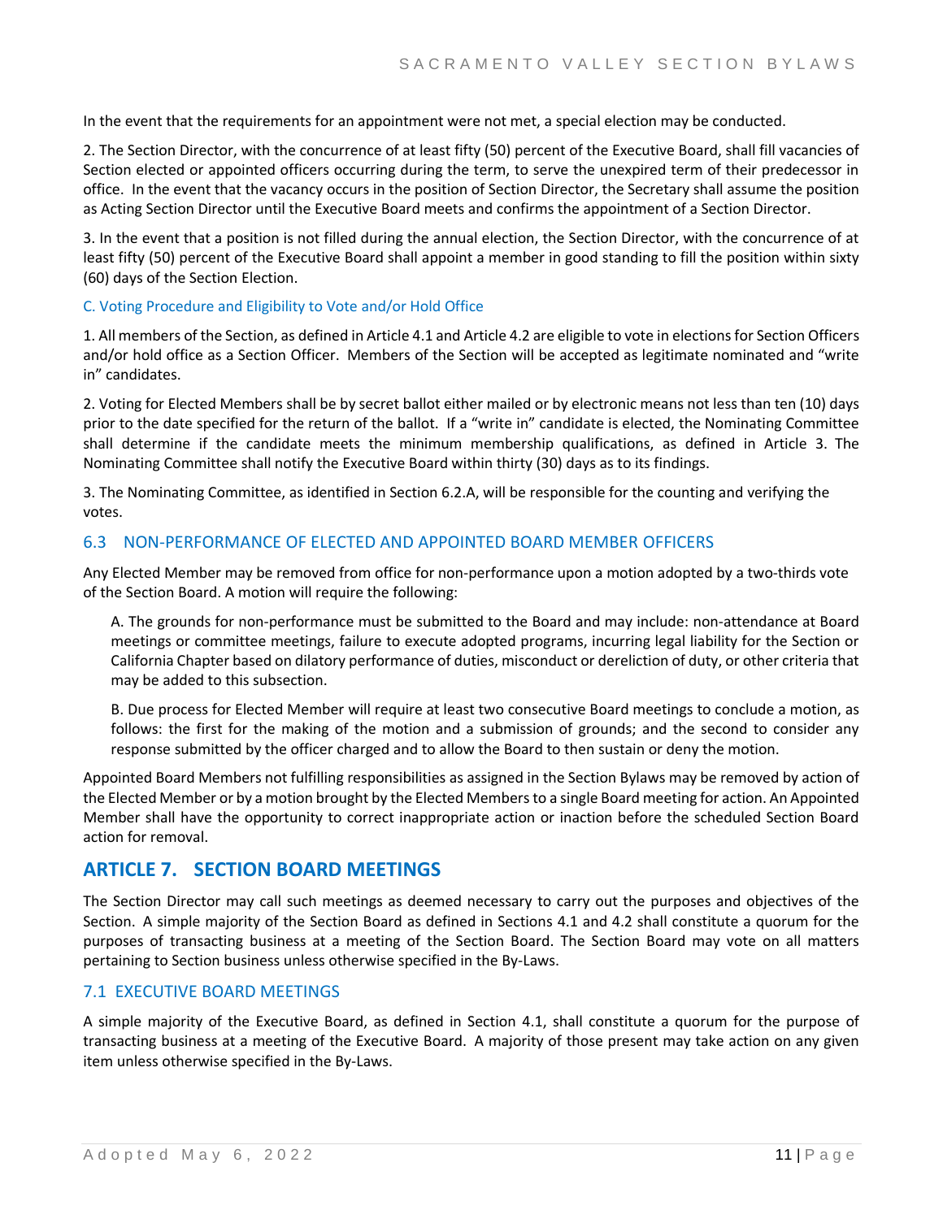In the event that the requirements for an appointment were not met, a special election may be conducted.

2. The Section Director, with the concurrence of at least fifty (50) percent of the Executive Board, shall fill vacancies of Section elected or appointed officers occurring during the term, to serve the unexpired term of their predecessor in office. In the event that the vacancy occurs in the position of Section Director, the Secretary shall assume the position as Acting Section Director until the Executive Board meets and confirms the appointment of a Section Director.

3. In the event that a position is not filled during the annual election, the Section Director, with the concurrence of at least fifty (50) percent of the Executive Board shall appoint a member in good standing to fill the position within sixty (60) days of the Section Election.

### C. Voting Procedure and Eligibility to Vote and/or Hold Office

1. All members of the Section, as defined in Article 4.1 and Article 4.2 are eligible to vote in elections for Section Officers and/or hold office as a Section Officer. Members of the Section will be accepted as legitimate nominated and "write in" candidates.

2. Voting for Elected Members shall be by secret ballot either mailed or by electronic means not less than ten (10) days prior to the date specified for the return of the ballot. If a "write in" candidate is elected, the Nominating Committee shall determine if the candidate meets the minimum membership qualifications, as defined in Article 3. The Nominating Committee shall notify the Executive Board within thirty (30) days as to its findings.

3. The Nominating Committee, as identified in Section 6.2.A, will be responsible for the counting and verifying the votes.

## 6.3 NON-PERFORMANCE OF ELECTED AND APPOINTED BOARD MEMBER OFFICERS

Any Elected Member may be removed from office for non-performance upon a motion adopted by a two-thirds vote of the Section Board. A motion will require the following:

A. The grounds for non-performance must be submitted to the Board and may include: non-attendance at Board meetings or committee meetings, failure to execute adopted programs, incurring legal liability for the Section or California Chapter based on dilatory performance of duties, misconduct or dereliction of duty, or other criteria that may be added to this subsection.

B. Due process for Elected Member will require at least two consecutive Board meetings to conclude a motion, as follows: the first for the making of the motion and a submission of grounds; and the second to consider any response submitted by the officer charged and to allow the Board to then sustain or deny the motion.

Appointed Board Members not fulfilling responsibilities as assigned in the Section Bylaws may be removed by action of the Elected Member or by a motion brought by the Elected Members to a single Board meeting for action. An Appointed Member shall have the opportunity to correct inappropriate action or inaction before the scheduled Section Board action for removal.

# ARTICLE 7. SECTION BOARD MEETINGS

The Section Director may call such meetings as deemed necessary to carry out the purposes and objectives of the Section. A simple majority of the Section Board as defined in Sections 4.1 and 4.2 shall constitute a quorum for the purposes of transacting business at a meeting of the Section Board. The Section Board may vote on all matters pertaining to Section business unless otherwise specified in the By-Laws.

## 7.1 EXECUTIVE BOARD MEETINGS

A simple majority of the Executive Board, as defined in Section 4.1, shall constitute a quorum for the purpose of transacting business at a meeting of the Executive Board. A majority of those present may take action on any given item unless otherwise specified in the By-Laws.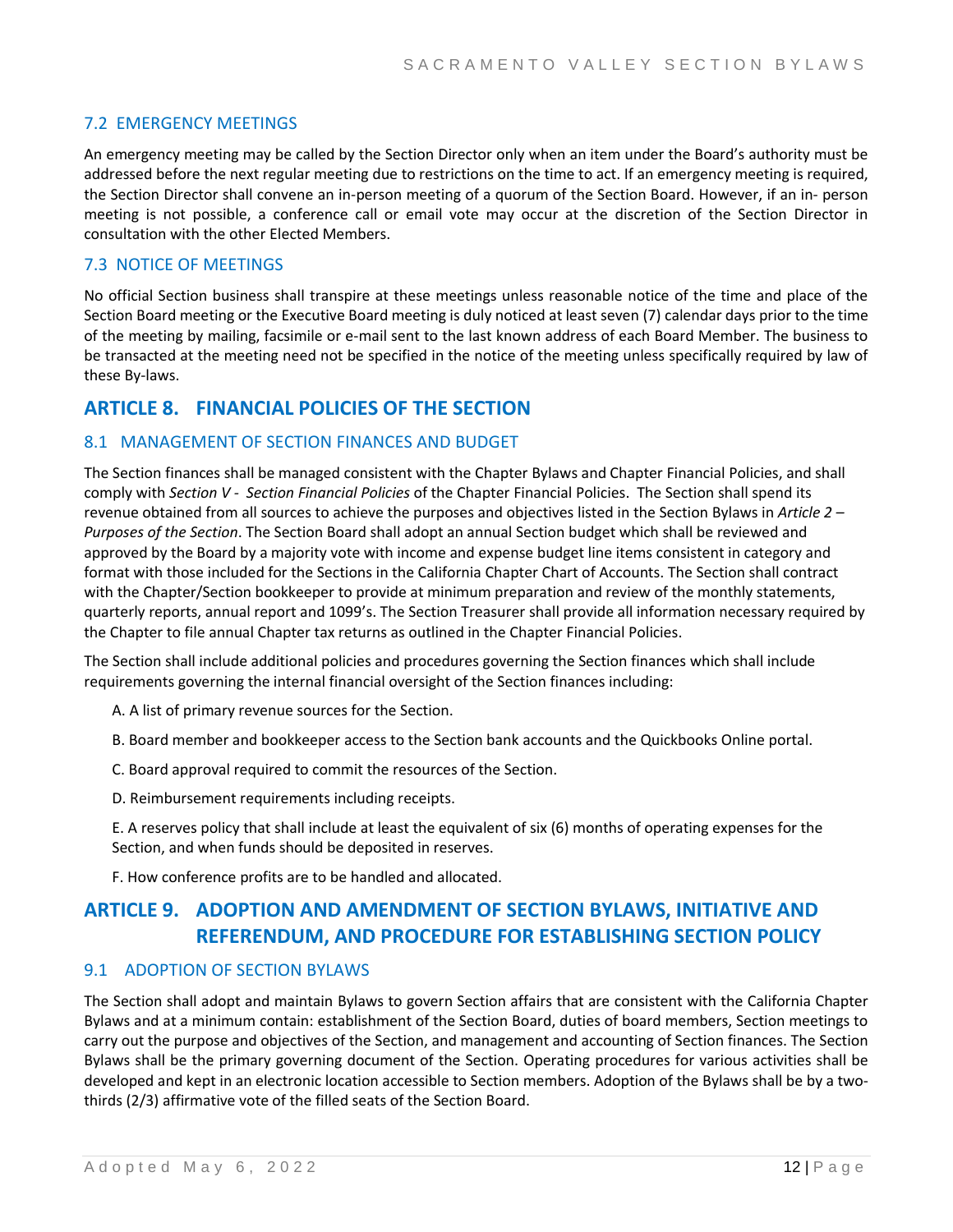### 7.2 EMERGENCY MEETINGS

An emergency meeting may be called by the Section Director only when an item under the Board's authority must be addressed before the next regular meeting due to restrictions on the time to act. If an emergency meeting is required, the Section Director shall convene an in-person meeting of a quorum of the Section Board. However, if an in- person meeting is not possible, a conference call or email vote may occur at the discretion of the Section Director in consultation with the other Elected Members.

### 7.3 NOTICE OF MEETINGS

No official Section business shall transpire at these meetings unless reasonable notice of the time and place of the Section Board meeting or the Executive Board meeting is duly noticed at least seven (7) calendar days prior to the time of the meeting by mailing, facsimile or e-mail sent to the last known address of each Board Member. The business to be transacted at the meeting need not be specified in the notice of the meeting unless specifically required by law of these By-laws.

## ARTICLE 8. FINANCIAL POLICIES OF THE SECTION

### 8.1 MANAGEMENT OF SECTION FINANCES AND BUDGET

The Section finances shall be managed consistent with the Chapter Bylaws and Chapter Financial Policies, and shall comply with *Section V - Section Financial Policies* of the Chapter Financial Policies. The Section shall spend its revenue obtained from all sources to achieve the purposes and objectives listed in the Section Bylaws in *Article 2 – Purposes of the Section*. The Section Board shall adopt an annual Section budget which shall be reviewed and approved by the Board by a majority vote with income and expense budget line items consistent in category and format with those included for the Sections in the California Chapter Chart of Accounts. The Section shall contract with the Chapter/Section bookkeeper to provide at minimum preparation and review of the monthly statements, quarterly reports, annual report and 1099's. The Section Treasurer shall provide all information necessary required by the Chapter to file annual Chapter tax returns as outlined in the Chapter Financial Policies.

The Section shall include additional policies and procedures governing the Section finances which shall include requirements governing the internal financial oversight of the Section finances including:

A. A list of primary revenue sources for the Section.

B. Board member and bookkeeper access to the Section bank accounts and the Quickbooks Online portal.

C. Board approval required to commit the resources of the Section.

D. Reimbursement requirements including receipts.

E. A reserves policy that shall include at least the equivalent of six (6) months of operating expenses for the Section, and when funds should be deposited in reserves.

F. How conference profits are to be handled and allocated.

## ARTICLE 9. ADOPTION AND AMENDMENT OF SECTION BYLAWS, INITIATIVE AND REFERENDUM, AND PROCEDURE FOR ESTABLISHING SECTION POLICY

### 9.1 ADOPTION OF SECTION BYLAWS

The Section shall adopt and maintain Bylaws to govern Section affairs that are consistent with the California Chapter Bylaws and at a minimum contain: establishment of the Section Board, duties of board members, Section meetings to carry out the purpose and objectives of the Section, and management and accounting of Section finances. The Section Bylaws shall be the primary governing document of the Section. Operating procedures for various activities shall be developed and kept in an electronic location accessible to Section members. Adoption of the Bylaws shall be by a two-thirds (2/3) affirmative vote of the filled seats of the Section Board.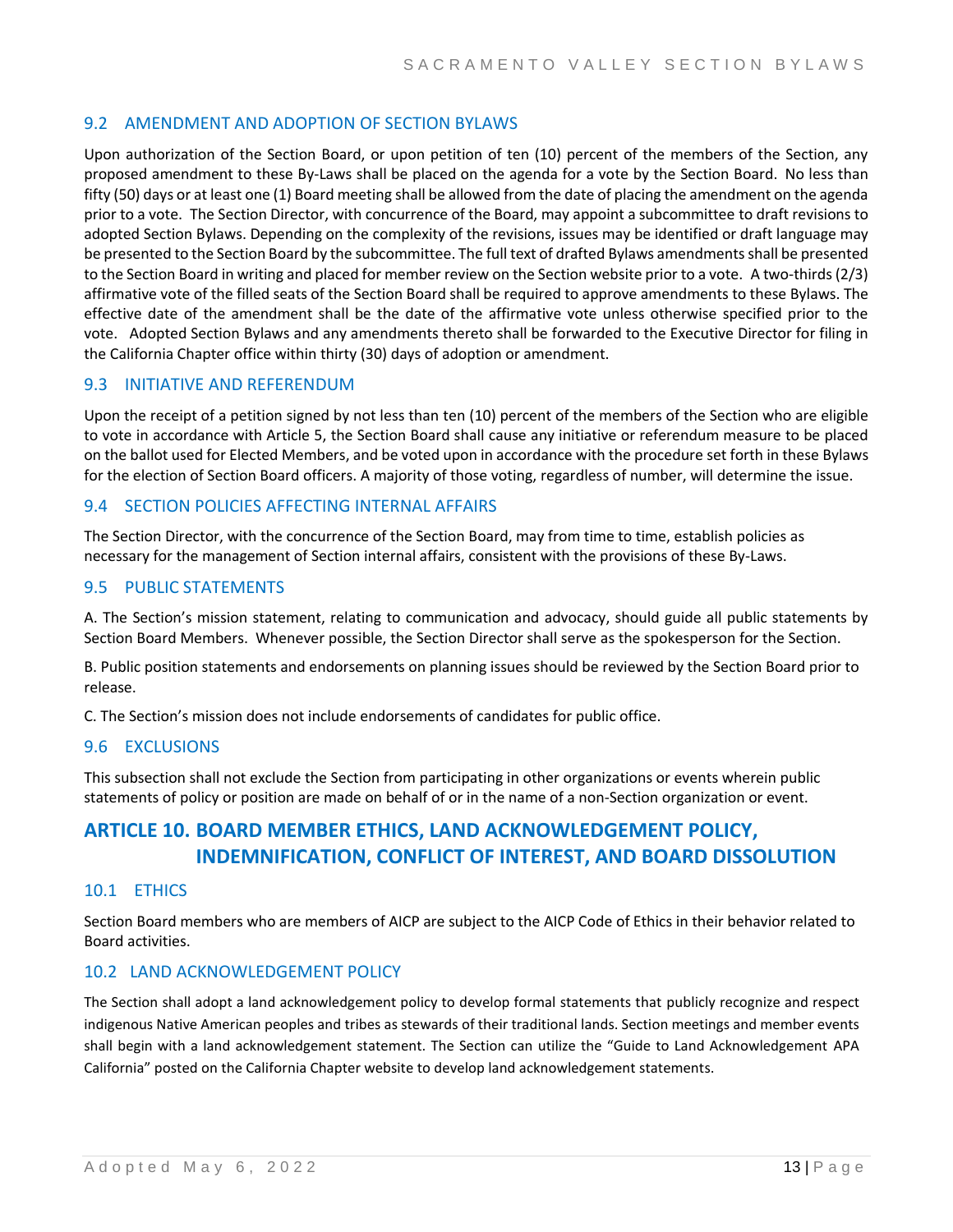### 9.2 AMENDMENT AND ADOPTION OF SECTION BYLAWS

Upon authorization of the Section Board, or upon petition of ten (10) percent of the members of the Section, any proposed amendment to these By-Laws shall be placed on the agenda for a vote by the Section Board. No less than fifty (50) days or at least one (1) Board meeting shall be allowed from the date of placing the amendment on the agenda prior to a vote. The Section Director, with concurrence of the Board, may appoint a subcommittee to draft revisions to adopted Section Bylaws. Depending on the complexity of the revisions, issues may be identified or draft language may be presented to the Section Board by the subcommittee. The full text of drafted Bylaws amendments shall be presented to the Section Board in writing and placed for member review on the Section website prior to a vote. A two-thirds (2/3) affirmative vote of the filled seats of the Section Board shall be required to approve amendments to these Bylaws. The effective date of the amendment shall be the date of the affirmative vote unless otherwise specified prior to the vote. Adopted Section Bylaws and any amendments thereto shall be forwarded to the Executive Director for filing in the California Chapter office within thirty (30) days of adoption or amendment.

### 9.3 INITIATIVE AND REFERENDUM

Upon the receipt of a petition signed by not less than ten (10) percent of the members of the Section who are eligible to vote in accordance with Article 5, the Section Board shall cause any initiative or referendum measure to be placed on the ballot used for Elected Members, and be voted upon in accordance with the procedure set forth in these Bylaws for the election of Section Board officers. A majority of those voting, regardless of number, will determine the issue.

### 9.4 SECTION POLICIES AFFECTING INTERNAL AFFAIRS

The Section Director, with the concurrence of the Section Board, may from time to time, establish policies as necessary for the management of Section internal affairs, consistent with the provisions of these By-Laws.

### 9.5 PUBLIC STATEMENTS

A. The Section's mission statement, relating to communication and advocacy, should guide all public statements by Section Board Members. Whenever possible, the Section Director shall serve as the spokesperson for the Section.

B. Public position statements and endorsements on planning issues should be reviewed by the Section Board prior to release.

C. The Section's mission does not include endorsements of candidates for public office.

### 9.6 EXCLUSIONS

This subsection shall not exclude the Section from participating in other organizations or events wherein public statements of policy or position are made on behalf of or in the name of a non-Section organization or event.

## ARTICLE 10. BOARD MEMBER ETHICS, LAND ACKNOWLEDGEMENT POLICY, INDEMNIFICATION, CONFLICT OF INTEREST, AND BOARD DISSOLUTION

### 10.1 ETHICS

Section Board members who are members of AICP are subject to the AICP Code of Ethics in their behavior related to Board activities.

### 10.2 LAND ACKNOWLEDGEMENT POLICY

The Section shall adopt a land acknowledgement policy to develop formal statements that publicly recognize and respect indigenous Native American peoples and tribes as stewards of their traditional lands. Section meetings and member events shall begin with a land acknowledgement statement. The Section can utilize the "Guide to Land Acknowledgement APA California" posted on the California Chapter website to develop land acknowledgement statements.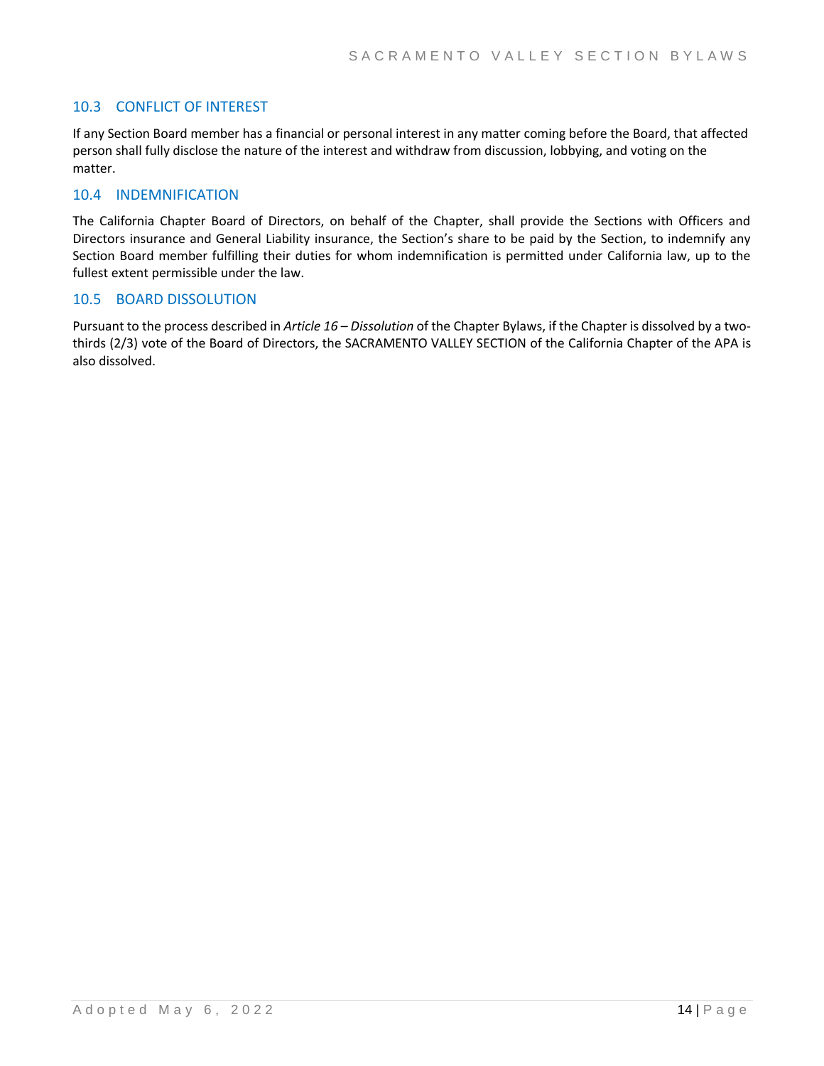## 10.3 CONFLICT OF INTEREST

If any Section Board member has a financial or personal interest in any matter coming before the Board, that affected person shall fully disclose the nature of the interest and withdraw from discussion, lobbying, and voting on the matter.

## 10.4 INDEMNIFICATION

The California Chapter Board of Directors, on behalf of the Chapter, shall provide the Sections with Officers and Directors insurance and General Liability insurance, the Section's share to be paid by the Section, to indemnify any Section Board member fulfilling their duties for whom indemnification is permitted under California law, up to the fullest extent permissible under the law.

## 10.5 BOARD DISSOLUTION

Pursuant to the process described in *Article 16 – Dissolution* of the Chapter Bylaws, if the Chapter is dissolved by a two-thirds (2/3) vote of the Board of Directors, the SACRAMENTO VALLEY SECTION of the California Chapter of the APA is also dissolved.